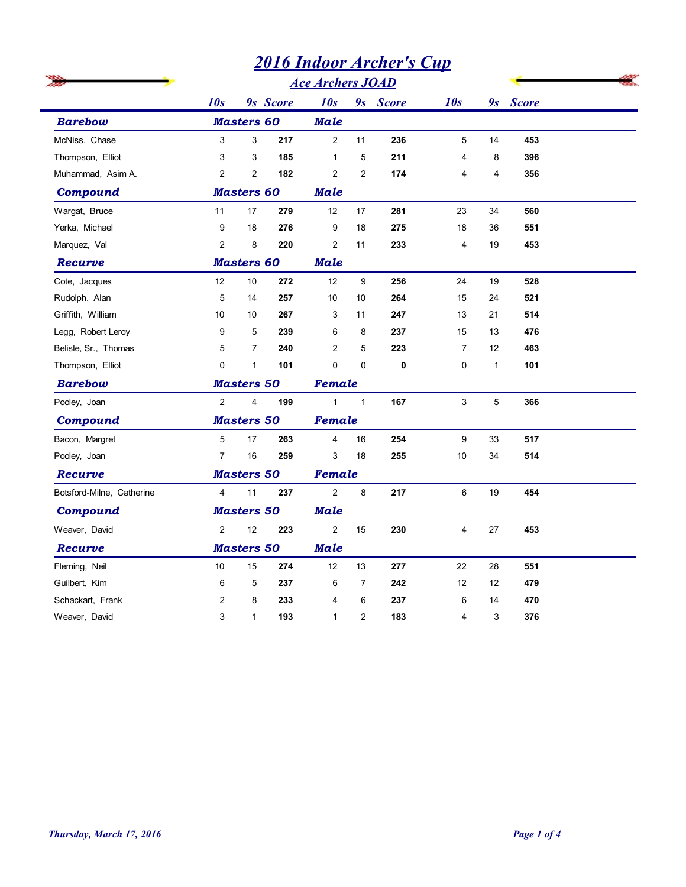# 2016 Indoor Archer's Cup

## Ace Archers JOAD

| | 10s | 9s | Score | 10s | 9s | Score | 10s | 9s | Score |
|---|---|---|---|---|---|---|---|---|---|
| ***Barebow*** | ***Masters 60*** | | | ***Male*** | | | | | |
| McNiss, Chase | 3 | 3 | **217** | 2 | 11 | **236** | 5 | 14 | **453** |
| Thompson, Elliot | 3 | 3 | **185** | 1 | 5 | **211** | 4 | 8 | **396** |
| Muhammad, Asim A. | 2 | 2 | **182** | 2 | 2 | **174** | 4 | 4 | **356** |
| ***Compound*** | ***Masters 60*** | | | ***Male*** | | | | | |
| Wargat, Bruce | 11 | 17 | **279** | 12 | 17 | **281** | 23 | 34 | **560** |
| Yerka, Michael | 9 | 18 | **276** | 9 | 18 | **275** | 18 | 36 | **551** |
| Marquez, Val | 2 | 8 | **220** | 2 | 11 | **233** | 4 | 19 | **453** |
| ***Recurve*** | ***Masters 60*** | | | ***Male*** | | | | | |
| Cote, Jacques | 12 | 10 | **272** | 12 | 9 | **256** | 24 | 19 | **528** |
| Rudolph, Alan | 5 | 14 | **257** | 10 | 10 | **264** | 15 | 24 | **521** |
| Griffith, William | 10 | 10 | **267** | 3 | 11 | **247** | 13 | 21 | **514** |
| Legg, Robert Leroy | 9 | 5 | **239** | 6 | 8 | **237** | 15 | 13 | **476** |
| Belisle, Sr., Thomas | 5 | 7 | **240** | 2 | 5 | **223** | 7 | 12 | **463** |
| Thompson, Elliot | 0 | 1 | **101** | 0 | 0 | **0** | 0 | 1 | **101** |
| ***Barebow*** | ***Masters 50*** | | | ***Female*** | | | | | |
| Pooley, Joan | 2 | 4 | **199** | 1 | 1 | **167** | 3 | 5 | **366** |
| ***Compound*** | ***Masters 50*** | | | ***Female*** | | | | | |
| Bacon, Margret | 5 | 17 | **263** | 4 | 16 | **254** | 9 | 33 | **517** |
| Pooley, Joan | 7 | 16 | **259** | 3 | 18 | **255** | 10 | 34 | **514** |
| ***Recurve*** | ***Masters 50*** | | | ***Female*** | | | | | |
| Botsford-Milne, Catherine | 4 | 11 | **237** | 2 | 8 | **217** | 6 | 19 | **454** |
| ***Compound*** | ***Masters 50*** | | | ***Male*** | | | | | |
| Weaver, David | 2 | 12 | **223** | 2 | 15 | **230** | 4 | 27 | **453** |
| ***Recurve*** | ***Masters 50*** | | | ***Male*** | | | | | |
| Fleming, Neil | 10 | 15 | **274** | 12 | 13 | **277** | 22 | 28 | **551** |
| Guilbert, Kim | 6 | 5 | **237** | 6 | 7 | **242** | 12 | 12 | **479** |
| Schackart, Frank | 2 | 8 | **233** | 4 | 6 | **237** | 6 | 14 | **470** |
| Weaver, David | 3 | 1 | **193** | 1 | 2 | **183** | 4 | 3 | **376** |

*Thursday, March 17, 2016*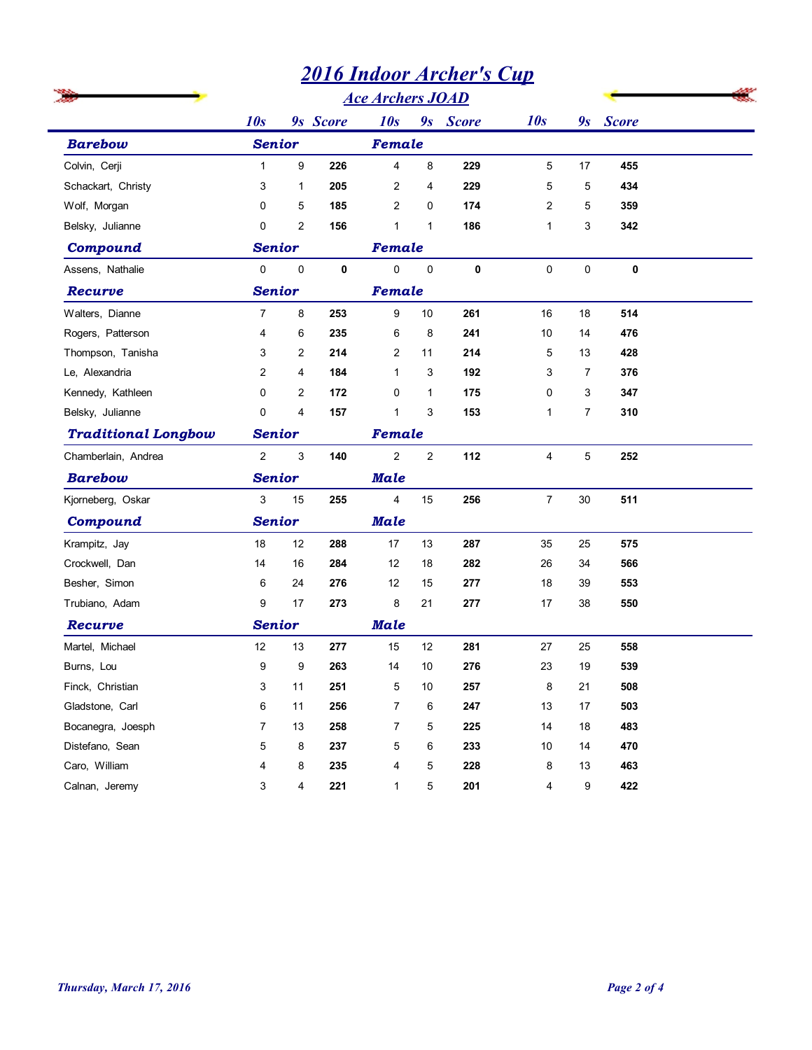# 2016 Indoor Archer's Cup

## Ace Archers JOAD

| | 10s | 9s | Score | 10s | 9s | Score | 10s | 9s | Score |
|---|---|---|---|---|---|---|---|---|---|
| ***Barebow*** | ***Senior*** | | | ***Female*** | | | | | |
| Colvin, Cerji | 1 | 9 | **226** | 4 | 8 | **229** | 5 | 17 | **455** |
| Schackart, Christy | 3 | 1 | **205** | 2 | 4 | **229** | 5 | 5 | **434** |
| Wolf, Morgan | 0 | 5 | **185** | 2 | 0 | **174** | 2 | 5 | **359** |
| Belsky, Julianne | 0 | 2 | **156** | 1 | 1 | **186** | 1 | 3 | **342** |
| ***Compound*** | ***Senior*** | | | ***Female*** | | | | | |
| Assens, Nathalie | 0 | 0 | **0** | 0 | 0 | **0** | 0 | 0 | **0** |
| ***Recurve*** | ***Senior*** | | | ***Female*** | | | | | |
| Walters, Dianne | 7 | 8 | **253** | 9 | 10 | **261** | 16 | 18 | **514** |
| Rogers, Patterson | 4 | 6 | **235** | 6 | 8 | **241** | 10 | 14 | **476** |
| Thompson, Tanisha | 3 | 2 | **214** | 2 | 11 | **214** | 5 | 13 | **428** |
| Le, Alexandria | 2 | 4 | **184** | 1 | 3 | **192** | 3 | 7 | **376** |
| Kennedy, Kathleen | 0 | 2 | **172** | 0 | 1 | **175** | 0 | 3 | **347** |
| Belsky, Julianne | 0 | 4 | **157** | 1 | 3 | **153** | 1 | 7 | **310** |
| ***Traditional Longbow*** | ***Senior*** | | | ***Female*** | | | | | |
| Chamberlain, Andrea | 2 | 3 | **140** | 2 | 2 | **112** | 4 | 5 | **252** |
| ***Barebow*** | ***Senior*** | | | ***Male*** | | | | | |
| Kjorneberg, Oskar | 3 | 15 | **255** | 4 | 15 | **256** | 7 | 30 | **511** |
| ***Compound*** | ***Senior*** | | | ***Male*** | | | | | |
| Krampitz, Jay | 18 | 12 | **288** | 17 | 13 | **287** | 35 | 25 | **575** |
| Crockwell, Dan | 14 | 16 | **284** | 12 | 18 | **282** | 26 | 34 | **566** |
| Besher, Simon | 6 | 24 | **276** | 12 | 15 | **277** | 18 | 39 | **553** |
| Trubiano, Adam | 9 | 17 | **273** | 8 | 21 | **277** | 17 | 38 | **550** |
| ***Recurve*** | ***Senior*** | | | ***Male*** | | | | | |
| Martel, Michael | 12 | 13 | **277** | 15 | 12 | **281** | 27 | 25 | **558** |
| Burns, Lou | 9 | 9 | **263** | 14 | 10 | **276** | 23 | 19 | **539** |
| Finck, Christian | 3 | 11 | **251** | 5 | 10 | **257** | 8 | 21 | **508** |
| Gladstone, Carl | 6 | 11 | **256** | 7 | 6 | **247** | 13 | 17 | **503** |
| Bocanegra, Joesph | 7 | 13 | **258** | 7 | 5 | **225** | 14 | 18 | **483** |
| Distefano, Sean | 5 | 8 | **237** | 5 | 6 | **233** | 10 | 14 | **470** |
| Caro, William | 4 | 8 | **235** | 4 | 5 | **228** | 8 | 13 | **463** |
| Calnan, Jeremy | 3 | 4 | **221** | 1 | 5 | **201** | 4 | 9 | **422** |

*Thursday, March 17, 2016*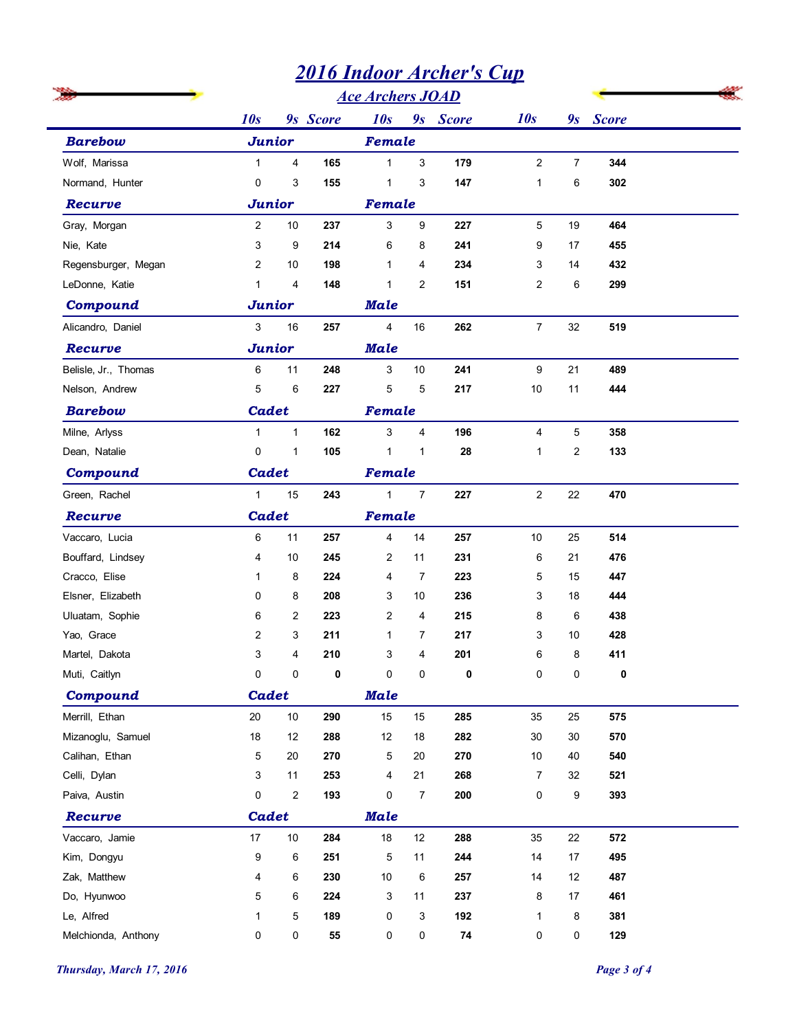# 2016 Indoor Archer's Cup

## Ace Archers JOAD

| | 10s | 9s | Score | 10s | 9s | Score | 10s | 9s | Score |
|---|---|---|---|---|---|---|---|---|---|
| **Barebow** | **Junior** | | | **Female** | | | | | |
| Wolf, Marissa | 1 | 4 | **165** | 1 | 3 | **179** | 2 | 7 | **344** |
| Normand, Hunter | 0 | 3 | **155** | 1 | 3 | **147** | 1 | 6 | **302** |
| **Recurve** | **Junior** | | | **Female** | | | | | |
| Gray, Morgan | 2 | 10 | **237** | 3 | 9 | **227** | 5 | 19 | **464** |
| Nie, Kate | 3 | 9 | **214** | 6 | 8 | **241** | 9 | 17 | **455** |
| Regensburger, Megan | 2 | 10 | **198** | 1 | 4 | **234** | 3 | 14 | **432** |
| LeDonne, Katie | 1 | 4 | **148** | 1 | 2 | **151** | 2 | 6 | **299** |
| **Compound** | **Junior** | | | **Male** | | | | | |
| Alicandro, Daniel | 3 | 16 | **257** | 4 | 16 | **262** | 7 | 32 | **519** |
| **Recurve** | **Junior** | | | **Male** | | | | | |
| Belisle, Jr., Thomas | 6 | 11 | **248** | 3 | 10 | **241** | 9 | 21 | **489** |
| Nelson, Andrew | 5 | 6 | **227** | 5 | 5 | **217** | 10 | 11 | **444** |
| **Barebow** | **Cadet** | | | **Female** | | | | | |
| Milne, Arlyss | 1 | 1 | **162** | 3 | 4 | **196** | 4 | 5 | **358** |
| Dean, Natalie | 0 | 1 | **105** | 1 | 1 | **28** | 1 | 2 | **133** |
| **Compound** | **Cadet** | | | **Female** | | | | | |
| Green, Rachel | 1 | 15 | **243** | 1 | 7 | **227** | 2 | 22 | **470** |
| **Recurve** | **Cadet** | | | **Female** | | | | | |
| Vaccaro, Lucia | 6 | 11 | **257** | 4 | 14 | **257** | 10 | 25 | **514** |
| Bouffard, Lindsey | 4 | 10 | **245** | 2 | 11 | **231** | 6 | 21 | **476** |
| Cracco, Elise | 1 | 8 | **224** | 4 | 7 | **223** | 5 | 15 | **447** |
| Elsner, Elizabeth | 0 | 8 | **208** | 3 | 10 | **236** | 3 | 18 | **444** |
| Uluatam, Sophie | 6 | 2 | **223** | 2 | 4 | **215** | 8 | 6 | **438** |
| Yao, Grace | 2 | 3 | **211** | 1 | 7 | **217** | 3 | 10 | **428** |
| Martel, Dakota | 3 | 4 | **210** | 3 | 4 | **201** | 6 | 8 | **411** |
| Muti, Caitlyn | 0 | 0 | **0** | 0 | 0 | **0** | 0 | 0 | **0** |
| **Compound** | **Cadet** | | | **Male** | | | | | |
| Merrill, Ethan | 20 | 10 | **290** | 15 | 15 | **285** | 35 | 25 | **575** |
| Mizanoglu, Samuel | 18 | 12 | **288** | 12 | 18 | **282** | 30 | 30 | **570** |
| Calihan, Ethan | 5 | 20 | **270** | 5 | 20 | **270** | 10 | 40 | **540** |
| Celli, Dylan | 3 | 11 | **253** | 4 | 21 | **268** | 7 | 32 | **521** |
| Paiva, Austin | 0 | 2 | **193** | 0 | 7 | **200** | 0 | 9 | **393** |
| **Recurve** | **Cadet** | | | **Male** | | | | | |
| Vaccaro, Jamie | 17 | 10 | **284** | 18 | 12 | **288** | 35 | 22 | **572** |
| Kim, Dongyu | 9 | 6 | **251** | 5 | 11 | **244** | 14 | 17 | **495** |
| Zak, Matthew | 4 | 6 | **230** | 10 | 6 | **257** | 14 | 12 | **487** |
| Do, Hyunwoo | 5 | 6 | **224** | 3 | 11 | **237** | 8 | 17 | **461** |
| Le, Alfred | 1 | 5 | **189** | 0 | 3 | **192** | 1 | 8 | **381** |
| Melchionda, Anthony | 0 | 0 | **55** | 0 | 0 | **74** | 0 | 0 | **129** |

*Thursday, March 17, 2016*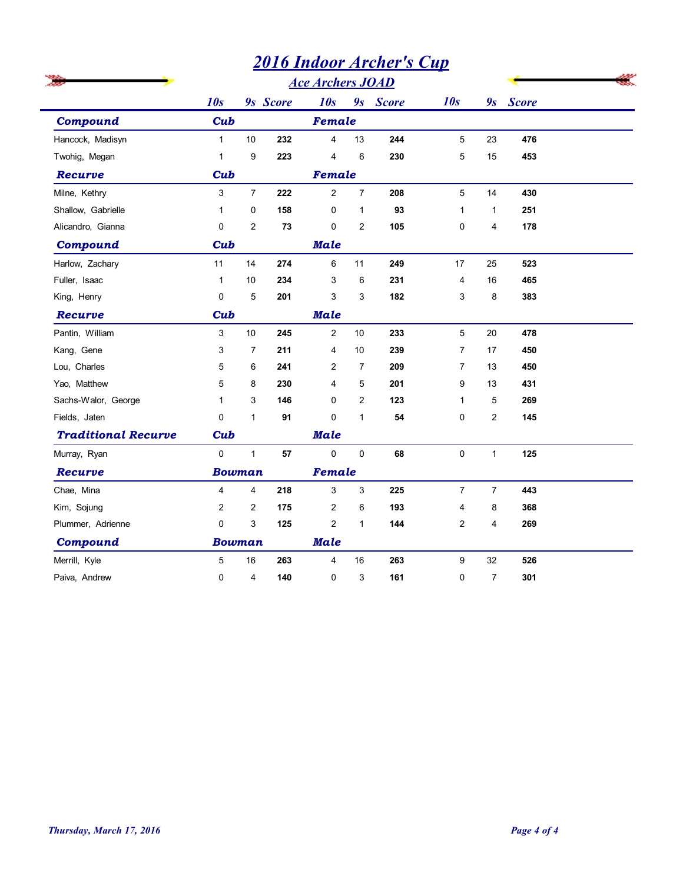# 2016 Indoor Archer's Cup

## Ace Archers JOAD

| | 10s | 9s | Score | 10s | 9s | Score | 10s | 9s | Score |
|---|---|---|---|---|---|---|---|---|---|
| ***Compound*** | ***Cub*** | | | ***Female*** | | | | | |
| Hancock, Madisyn | 1 | 10 | **232** | 4 | 13 | **244** | 5 | 23 | **476** |
| Twohig, Megan | 1 | 9 | **223** | 4 | 6 | **230** | 5 | 15 | **453** |
| ***Recurve*** | ***Cub*** | | | ***Female*** | | | | | |
| Milne, Kethry | 3 | 7 | **222** | 2 | 7 | **208** | 5 | 14 | **430** |
| Shallow, Gabrielle | 1 | 0 | **158** | 0 | 1 | **93** | 1 | 1 | **251** |
| Alicandro, Gianna | 0 | 2 | **73** | 0 | 2 | **105** | 0 | 4 | **178** |
| ***Compound*** | ***Cub*** | | | ***Male*** | | | | | |
| Harlow, Zachary | 11 | 14 | **274** | 6 | 11 | **249** | 17 | 25 | **523** |
| Fuller, Isaac | 1 | 10 | **234** | 3 | 6 | **231** | 4 | 16 | **465** |
| King, Henry | 0 | 5 | **201** | 3 | 3 | **182** | 3 | 8 | **383** |
| ***Recurve*** | ***Cub*** | | | ***Male*** | | | | | |
| Pantin, William | 3 | 10 | **245** | 2 | 10 | **233** | 5 | 20 | **478** |
| Kang, Gene | 3 | 7 | **211** | 4 | 10 | **239** | 7 | 17 | **450** |
| Lou, Charles | 5 | 6 | **241** | 2 | 7 | **209** | 7 | 13 | **450** |
| Yao, Matthew | 5 | 8 | **230** | 4 | 5 | **201** | 9 | 13 | **431** |
| Sachs-Walor, George | 1 | 3 | **146** | 0 | 2 | **123** | 1 | 5 | **269** |
| Fields, Jaten | 0 | 1 | **91** | 0 | 1 | **54** | 0 | 2 | **145** |
| ***Traditional Recurve*** | ***Cub*** | | | ***Male*** | | | | | |
| Murray, Ryan | 0 | 1 | **57** | 0 | 0 | **68** | 0 | 1 | **125** |
| ***Recurve*** | ***Bowman*** | | | ***Female*** | | | | | |
| Chae, Mina | 4 | 4 | **218** | 3 | 3 | **225** | 7 | 7 | **443** |
| Kim, Sojung | 2 | 2 | **175** | 2 | 6 | **193** | 4 | 8 | **368** |
| Plummer, Adrienne | 0 | 3 | **125** | 2 | 1 | **144** | 2 | 4 | **269** |
| ***Compound*** | ***Bowman*** | | | ***Male*** | | | | | |
| Merrill, Kyle | 5 | 16 | **263** | 4 | 16 | **263** | 9 | 32 | **526** |
| Paiva, Andrew | 0 | 4 | **140** | 0 | 3 | **161** | 0 | 7 | **301** |

*Thursday, March 17, 2016*